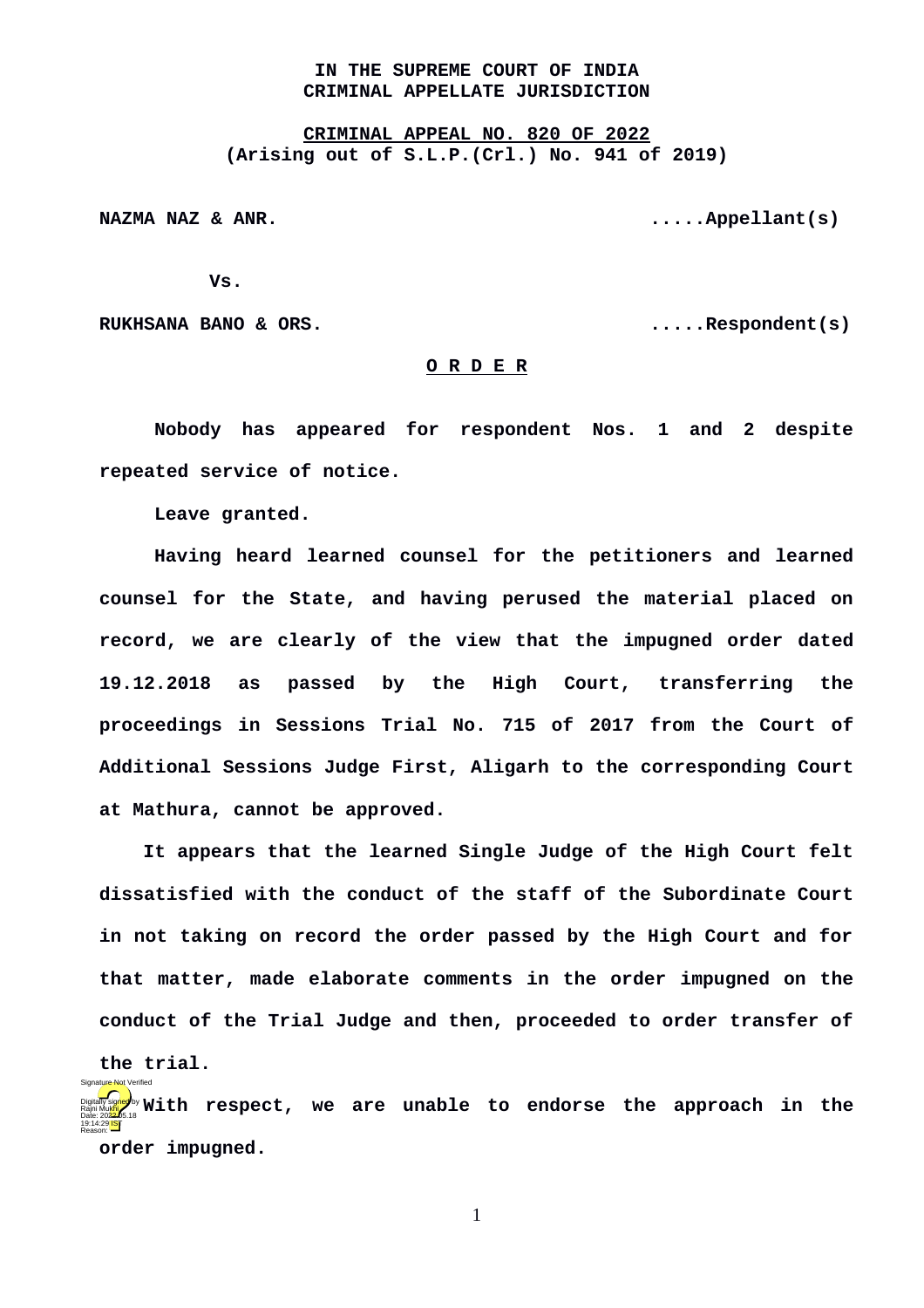**IN THE SUPREME COURT OF INDIA**
**CRIMINAL APPELLATE JURISDICTION**

**CRIMINAL APPEAL NO. 820 OF 2022**
**(Arising out of S.L.P.(Crl.) No. 941 of 2019)**

**NAZMA NAZ & ANR. .....Appellant(s)**

**Vs.**

**RUKHSANA BANO & ORS. .....Respondent(s)**

**O R D E R**

Nobody has appeared for respondent Nos. 1 and 2 despite repeated service of notice.

Leave granted.

Having heard learned counsel for the petitioners and learned counsel for the State, and having perused the material placed on record, we are clearly of the view that the impugned order dated 19.12.2018 as passed by the High Court, transferring the proceedings in Sessions Trial No. 715 of 2017 from the Court of Additional Sessions Judge First, Aligarh to the corresponding Court at Mathura, cannot be approved.

It appears that the learned Single Judge of the High Court felt dissatisfied with the conduct of the staff of the Subordinate Court in not taking on record the order passed by the High Court and for that matter, made elaborate comments in the order impugned on the conduct of the Trial Judge and then, proceeded to order transfer of the trial.

With respect, we are unable to endorse the approach in the order impugned.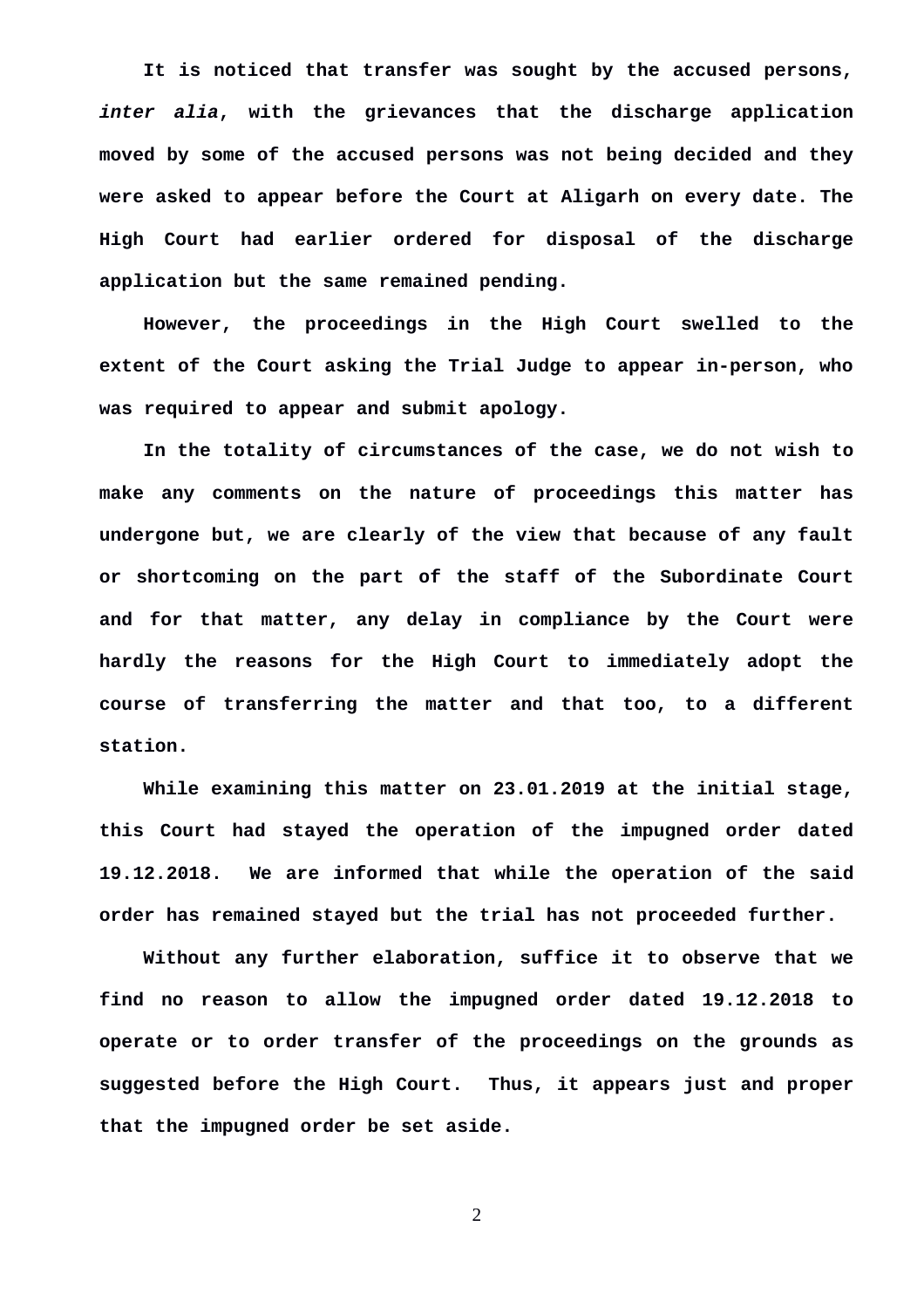**It is noticed that transfer was sought by the accused persons, *inter alia*, with the grievances that the discharge application moved by some of the accused persons was not being decided and they were asked to appear before the Court at Aligarh on every date. The High Court had earlier ordered for disposal of the discharge application but the same remained pending.**

**However, the proceedings in the High Court swelled to the extent of the Court asking the Trial Judge to appear in-person, who was required to appear and submit apology.**

**In the totality of circumstances of the case, we do not wish to make any comments on the nature of proceedings this matter has undergone but, we are clearly of the view that because of any fault or shortcoming on the part of the staff of the Subordinate Court and for that matter, any delay in compliance by the Court were hardly the reasons for the High Court to immediately adopt the course of transferring the matter and that too, to a different station.**

**While examining this matter on 23.01.2019 at the initial stage, this Court had stayed the operation of the impugned order dated 19.12.2018. We are informed that while the operation of the said order has remained stayed but the trial has not proceeded further.**

**Without any further elaboration, suffice it to observe that we find no reason to allow the impugned order dated 19.12.2018 to operate or to order transfer of the proceedings on the grounds as suggested before the High Court. Thus, it appears just and proper that the impugned order be set aside.**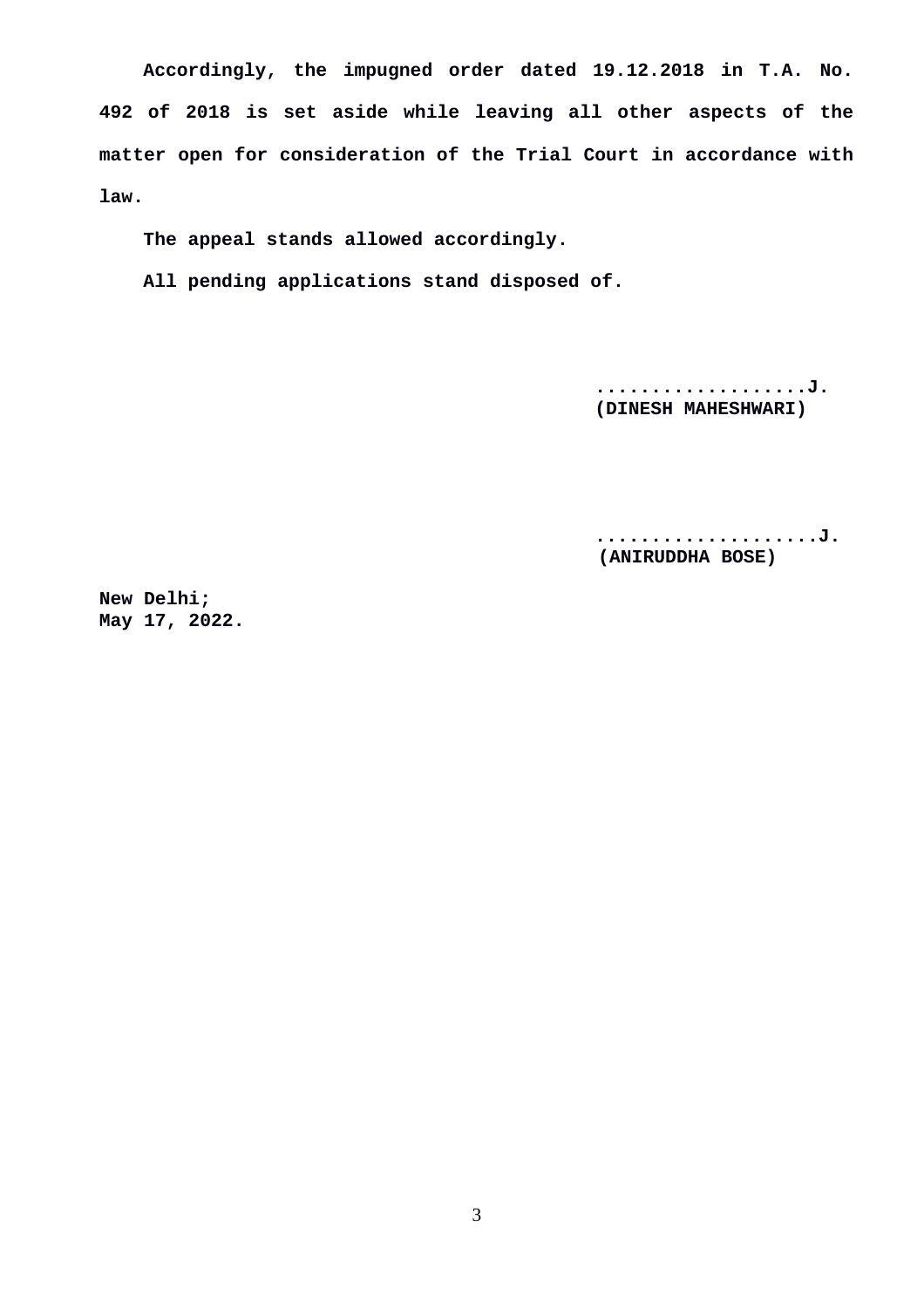**Accordingly, the impugned order dated 19.12.2018 in T.A. No. 492 of 2018 is set aside while leaving all other aspects of the matter open for consideration of the Trial Court in accordance with law.**

**The appeal stands allowed accordingly.**

**All pending applications stand disposed of.**

**...................J.**
**(DINESH MAHESHWARI)**

**....................J.**
**(ANIRUDDHA BOSE)**

**New Delhi;**
**May 17, 2022.**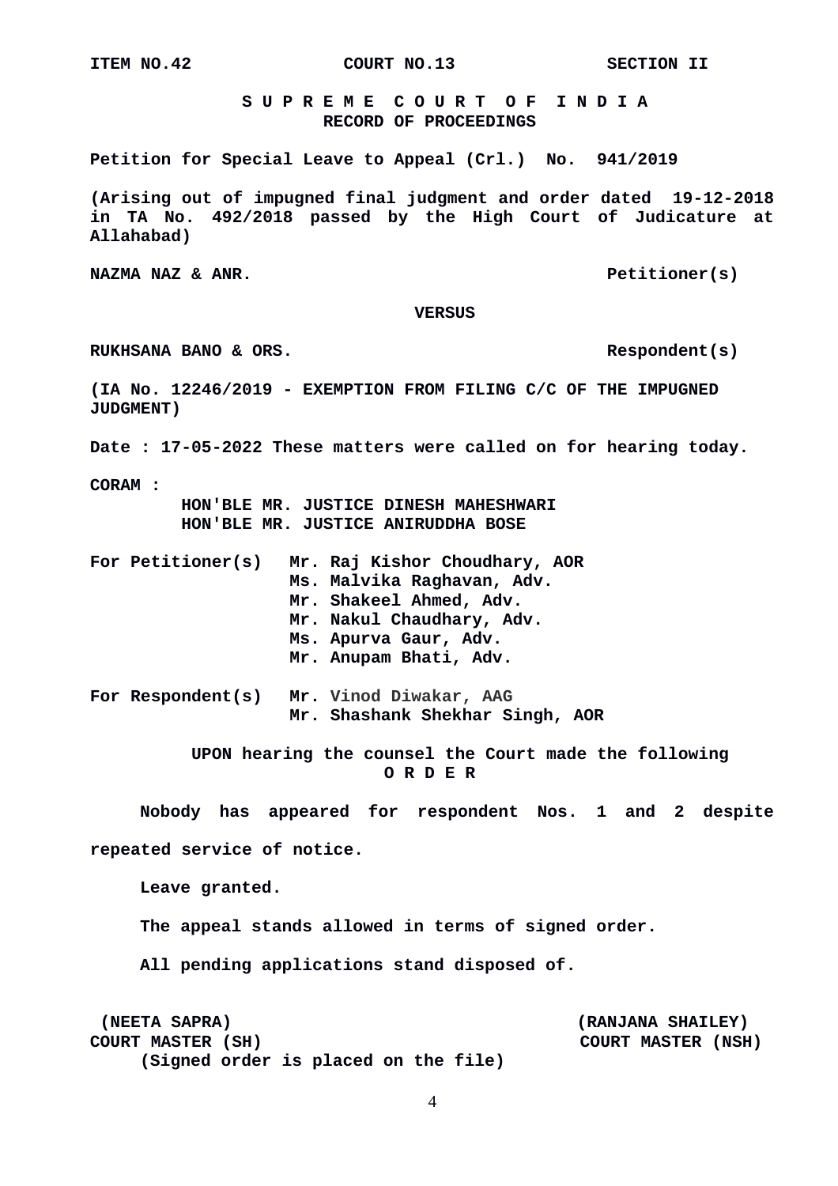ITEM NO.42 COURT NO.13 SECTION II

**S U P R E M E C O U R T O F I N D I A**
**RECORD OF PROCEEDINGS**

**Petition for Special Leave to Appeal (Crl.) No. 941/2019**

**(Arising out of impugned final judgment and order dated 19-12-2018 in TA No. 492/2018 passed by the High Court of Judicature at Allahabad)**

**NAZMA NAZ & ANR.** Petitioner(s)

**VERSUS**

**RUKHSANA BANO & ORS.** Respondent(s)

**(IA No. 12246/2019 - EXEMPTION FROM FILING C/C OF THE IMPUGNED JUDGMENT)**

**Date : 17-05-2022 These matters were called on for hearing today.**

**CORAM :**
HON'BLE MR. JUSTICE DINESH MAHESHWARI
HON'BLE MR. JUSTICE ANIRUDDHA BOSE

For Petitioner(s) Mr. Raj Kishor Choudhary, AOR
Ms. Malvika Raghavan, Adv.
Mr. Shakeel Ahmed, Adv.
Mr. Nakul Chaudhary, Adv.
Ms. Apurva Gaur, Adv.
Mr. Anupam Bhati, Adv.

For Respondent(s) Mr. Vinod Diwakar, AAG
Mr. Shashank Shekhar Singh, AOR

UPON hearing the counsel the Court made the following

**O R D E R**

Nobody has appeared for respondent Nos. 1 and 2 despite repeated service of notice.

Leave granted.

The appeal stands allowed in terms of signed order.

All pending applications stand disposed of.

(NEETA SAPRA)
COURT MASTER (SH)

(RANJANA SHAILEY)
COURT MASTER (NSH)

(Signed order is placed on the file)